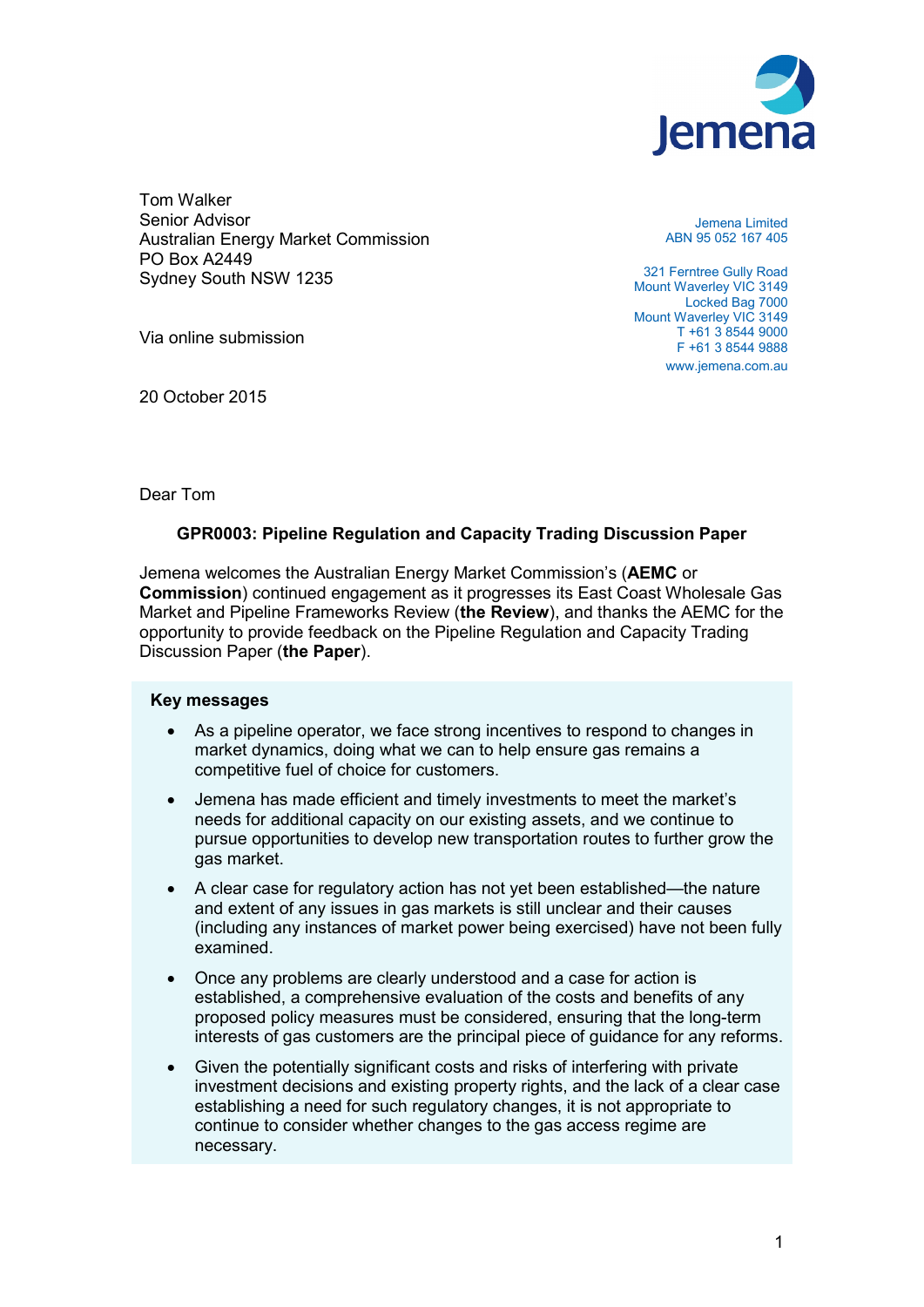Jemena

Tom Walker
Senior Advisor
Australian Energy Market Commission
PO Box A2449
Sydney South NSW 1235

Via online submission

Jemena Limited
ABN 95 052 167 405

321 Ferntree Gully Road
Mount Waverley VIC 3149
Locked Bag 7000
Mount Waverley VIC 3149
T +61 3 8544 9000
F +61 3 8544 9888
www.jemena.com.au

20 October 2015

Dear Tom

**GPR0003: Pipeline Regulation and Capacity Trading Discussion Paper**

Jemena welcomes the Australian Energy Market Commission's (**AEMC** or **Commission**) continued engagement as it progresses its East Coast Wholesale Gas Market and Pipeline Frameworks Review (**the Review**), and thanks the AEMC for the opportunity to provide feedback on the Pipeline Regulation and Capacity Trading Discussion Paper (**the Paper**).

**Key messages**

- As a pipeline operator, we face strong incentives to respond to changes in market dynamics, doing what we can to help ensure gas remains a competitive fuel of choice for customers.
- Jemena has made efficient and timely investments to meet the market's needs for additional capacity on our existing assets, and we continue to pursue opportunities to develop new transportation routes to further grow the gas market.
- A clear case for regulatory action has not yet been established—the nature and extent of any issues in gas markets is still unclear and their causes (including any instances of market power being exercised) have not been fully examined.
- Once any problems are clearly understood and a case for action is established, a comprehensive evaluation of the costs and benefits of any proposed policy measures must be considered, ensuring that the long-term interests of gas customers are the principal piece of guidance for any reforms.
- Given the potentially significant costs and risks of interfering with private investment decisions and existing property rights, and the lack of a clear case establishing a need for such regulatory changes, it is not appropriate to continue to consider whether changes to the gas access regime are necessary.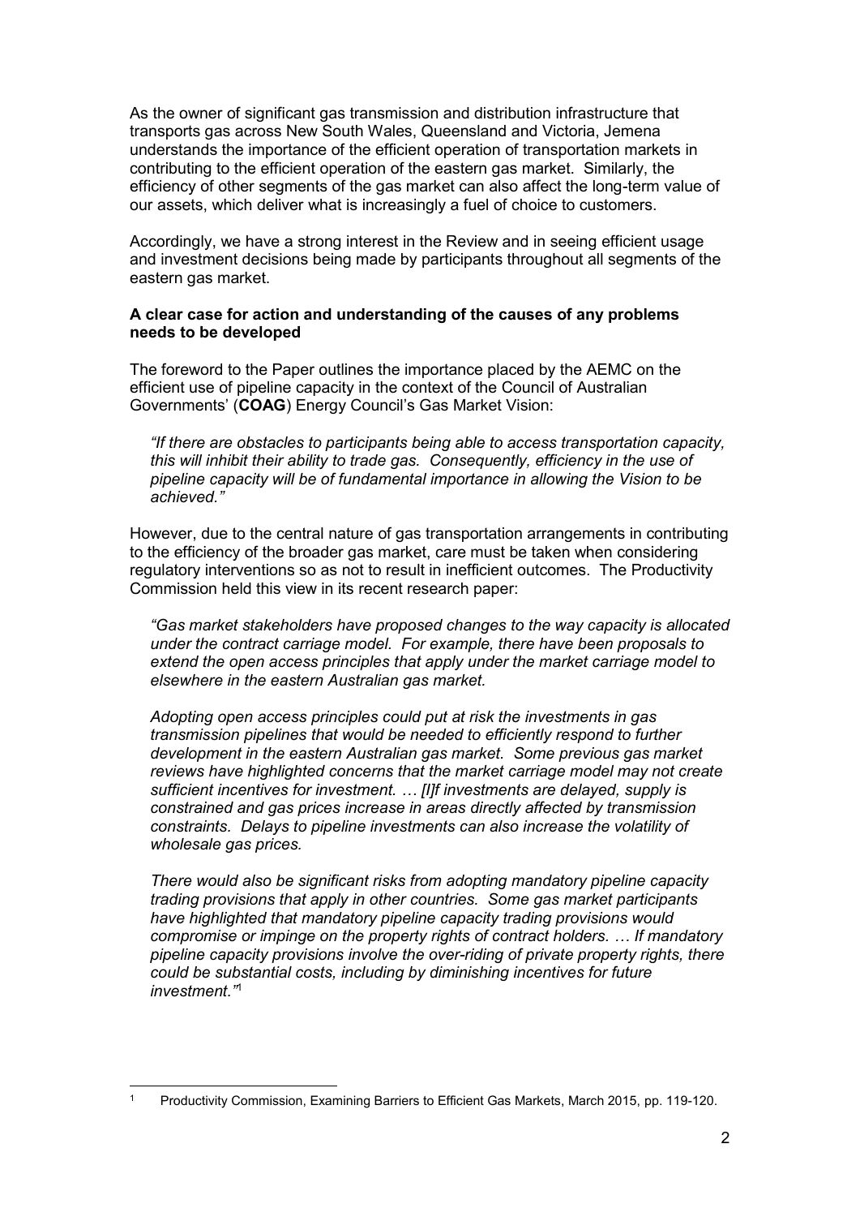As the owner of significant gas transmission and distribution infrastructure that transports gas across New South Wales, Queensland and Victoria, Jemena understands the importance of the efficient operation of transportation markets in contributing to the efficient operation of the eastern gas market. Similarly, the efficiency of other segments of the gas market can also affect the long-term value of our assets, which deliver what is increasingly a fuel of choice to customers.

Accordingly, we have a strong interest in the Review and in seeing efficient usage and investment decisions being made by participants throughout all segments of the eastern gas market.

**A clear case for action and understanding of the causes of any problems needs to be developed**

The foreword to the Paper outlines the importance placed by the AEMC on the efficient use of pipeline capacity in the context of the Council of Australian Governments' (**COAG**) Energy Council's Gas Market Vision:

> *"If there are obstacles to participants being able to access transportation capacity, this will inhibit their ability to trade gas. Consequently, efficiency in the use of pipeline capacity will be of fundamental importance in allowing the Vision to be achieved."*

However, due to the central nature of gas transportation arrangements in contributing to the efficiency of the broader gas market, care must be taken when considering regulatory interventions so as not to result in inefficient outcomes. The Productivity Commission held this view in its recent research paper:

> *"Gas market stakeholders have proposed changes to the way capacity is allocated under the contract carriage model. For example, there have been proposals to extend the open access principles that apply under the market carriage model to elsewhere in the eastern Australian gas market.*
>
> *Adopting open access principles could put at risk the investments in gas transmission pipelines that would be needed to efficiently respond to further development in the eastern Australian gas market. Some previous gas market reviews have highlighted concerns that the market carriage model may not create sufficient incentives for investment. … [I]f investments are delayed, supply is constrained and gas prices increase in areas directly affected by transmission constraints. Delays to pipeline investments can also increase the volatility of wholesale gas prices.*
>
> *There would also be significant risks from adopting mandatory pipeline capacity trading provisions that apply in other countries. Some gas market participants have highlighted that mandatory pipeline capacity trading provisions would compromise or impinge on the property rights of contract holders. … If mandatory pipeline capacity provisions involve the over-riding of private property rights, there could be substantial costs, including by diminishing incentives for future investment."*[1]

[1] Productivity Commission, Examining Barriers to Efficient Gas Markets, March 2015, pp. 119-120.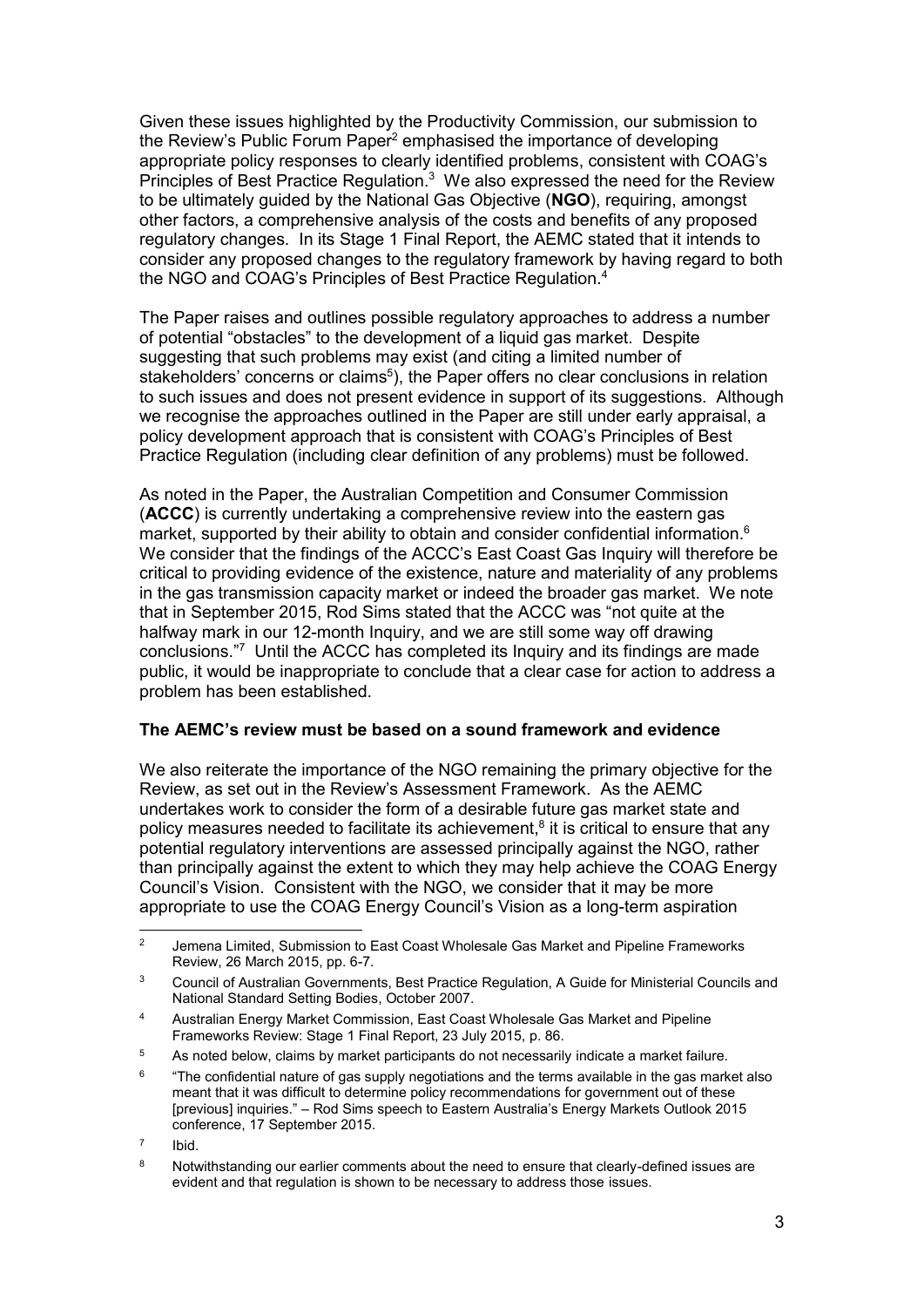Given these issues highlighted by the Productivity Commission, our submission to the Review's Public Forum Paper[2] emphasised the importance of developing appropriate policy responses to clearly identified problems, consistent with COAG's Principles of Best Practice Regulation.[3] We also expressed the need for the Review to be ultimately guided by the National Gas Objective (**NGO**), requiring, amongst other factors, a comprehensive analysis of the costs and benefits of any proposed regulatory changes. In its Stage 1 Final Report, the AEMC stated that it intends to consider any proposed changes to the regulatory framework by having regard to both the NGO and COAG's Principles of Best Practice Regulation.[4]

The Paper raises and outlines possible regulatory approaches to address a number of potential "obstacles" to the development of a liquid gas market. Despite suggesting that such problems may exist (and citing a limited number of stakeholders' concerns or claims[5]), the Paper offers no clear conclusions in relation to such issues and does not present evidence in support of its suggestions. Although we recognise the approaches outlined in the Paper are still under early appraisal, a policy development approach that is consistent with COAG's Principles of Best Practice Regulation (including clear definition of any problems) must be followed.

As noted in the Paper, the Australian Competition and Consumer Commission (**ACCC**) is currently undertaking a comprehensive review into the eastern gas market, supported by their ability to obtain and consider confidential information.[6] We consider that the findings of the ACCC's East Coast Gas Inquiry will therefore be critical to providing evidence of the existence, nature and materiality of any problems in the gas transmission capacity market or indeed the broader gas market. We note that in September 2015, Rod Sims stated that the ACCC was "not quite at the halfway mark in our 12-month Inquiry, and we are still some way off drawing conclusions."[7] Until the ACCC has completed its Inquiry and its findings are made public, it would be inappropriate to conclude that a clear case for action to address a problem has been established.

**The AEMC's review must be based on a sound framework and evidence**

We also reiterate the importance of the NGO remaining the primary objective for the Review, as set out in the Review's Assessment Framework. As the AEMC undertakes work to consider the form of a desirable future gas market state and policy measures needed to facilitate its achievement,[8] it is critical to ensure that any potential regulatory interventions are assessed principally against the NGO, rather than principally against the extent to which they may help achieve the COAG Energy Council's Vision. Consistent with the NGO, we consider that it may be more appropriate to use the COAG Energy Council's Vision as a long-term aspiration

---

[2] Jemena Limited, Submission to East Coast Wholesale Gas Market and Pipeline Frameworks Review, 26 March 2015, pp. 6-7.

[3] Council of Australian Governments, Best Practice Regulation, A Guide for Ministerial Councils and National Standard Setting Bodies, October 2007.

[4] Australian Energy Market Commission, East Coast Wholesale Gas Market and Pipeline Frameworks Review: Stage 1 Final Report, 23 July 2015, p. 86.

[5] As noted below, claims by market participants do not necessarily indicate a market failure.

[6] "The confidential nature of gas supply negotiations and the terms available in the gas market also meant that it was difficult to determine policy recommendations for government out of these [previous] inquiries." – Rod Sims speech to Eastern Australia's Energy Markets Outlook 2015 conference, 17 September 2015.

[7] Ibid.

[8] Notwithstanding our earlier comments about the need to ensure that clearly-defined issues are evident and that regulation is shown to be necessary to address those issues.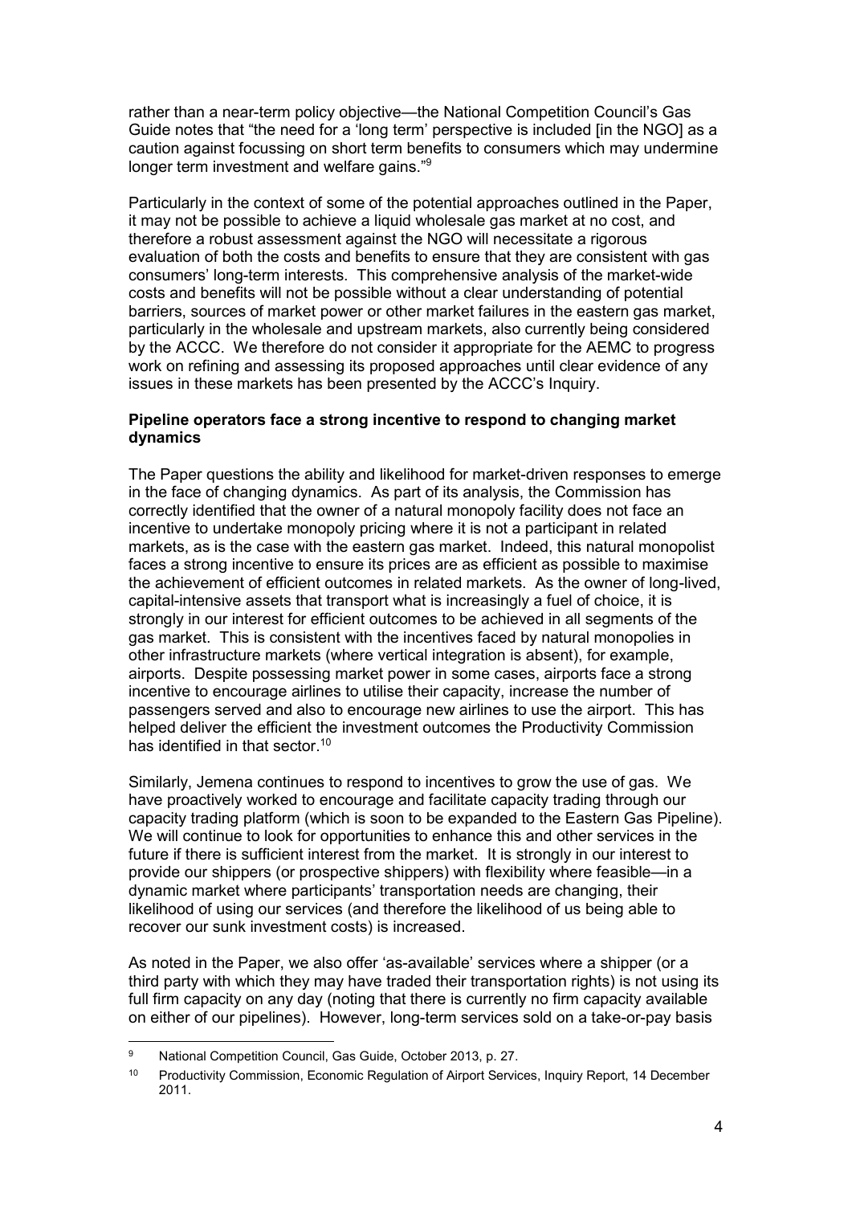rather than a near-term policy objective—the National Competition Council's Gas Guide notes that "the need for a 'long term' perspective is included [in the NGO] as a caution against focussing on short term benefits to consumers which may undermine longer term investment and welfare gains."[9]

Particularly in the context of some of the potential approaches outlined in the Paper, it may not be possible to achieve a liquid wholesale gas market at no cost, and therefore a robust assessment against the NGO will necessitate a rigorous evaluation of both the costs and benefits to ensure that they are consistent with gas consumers' long-term interests. This comprehensive analysis of the market-wide costs and benefits will not be possible without a clear understanding of potential barriers, sources of market power or other market failures in the eastern gas market, particularly in the wholesale and upstream markets, also currently being considered by the ACCC. We therefore do not consider it appropriate for the AEMC to progress work on refining and assessing its proposed approaches until clear evidence of any issues in these markets has been presented by the ACCC's Inquiry.

**Pipeline operators face a strong incentive to respond to changing market dynamics**

The Paper questions the ability and likelihood for market-driven responses to emerge in the face of changing dynamics. As part of its analysis, the Commission has correctly identified that the owner of a natural monopoly facility does not face an incentive to undertake monopoly pricing where it is not a participant in related markets, as is the case with the eastern gas market. Indeed, this natural monopolist faces a strong incentive to ensure its prices are as efficient as possible to maximise the achievement of efficient outcomes in related markets. As the owner of long-lived, capital-intensive assets that transport what is increasingly a fuel of choice, it is strongly in our interest for efficient outcomes to be achieved in all segments of the gas market. This is consistent with the incentives faced by natural monopolies in other infrastructure markets (where vertical integration is absent), for example, airports. Despite possessing market power in some cases, airports face a strong incentive to encourage airlines to utilise their capacity, increase the number of passengers served and also to encourage new airlines to use the airport. This has helped deliver the efficient the investment outcomes the Productivity Commission has identified in that sector.[10]

Similarly, Jemena continues to respond to incentives to grow the use of gas. We have proactively worked to encourage and facilitate capacity trading through our capacity trading platform (which is soon to be expanded to the Eastern Gas Pipeline). We will continue to look for opportunities to enhance this and other services in the future if there is sufficient interest from the market. It is strongly in our interest to provide our shippers (or prospective shippers) with flexibility where feasible—in a dynamic market where participants' transportation needs are changing, their likelihood of using our services (and therefore the likelihood of us being able to recover our sunk investment costs) is increased.

As noted in the Paper, we also offer 'as-available' services where a shipper (or a third party with which they may have traded their transportation rights) is not using its full firm capacity on any day (noting that there is currently no firm capacity available on either of our pipelines). However, long-term services sold on a take-or-pay basis

[9] National Competition Council, Gas Guide, October 2013, p. 27.

[10] Productivity Commission, Economic Regulation of Airport Services, Inquiry Report, 14 December 2011.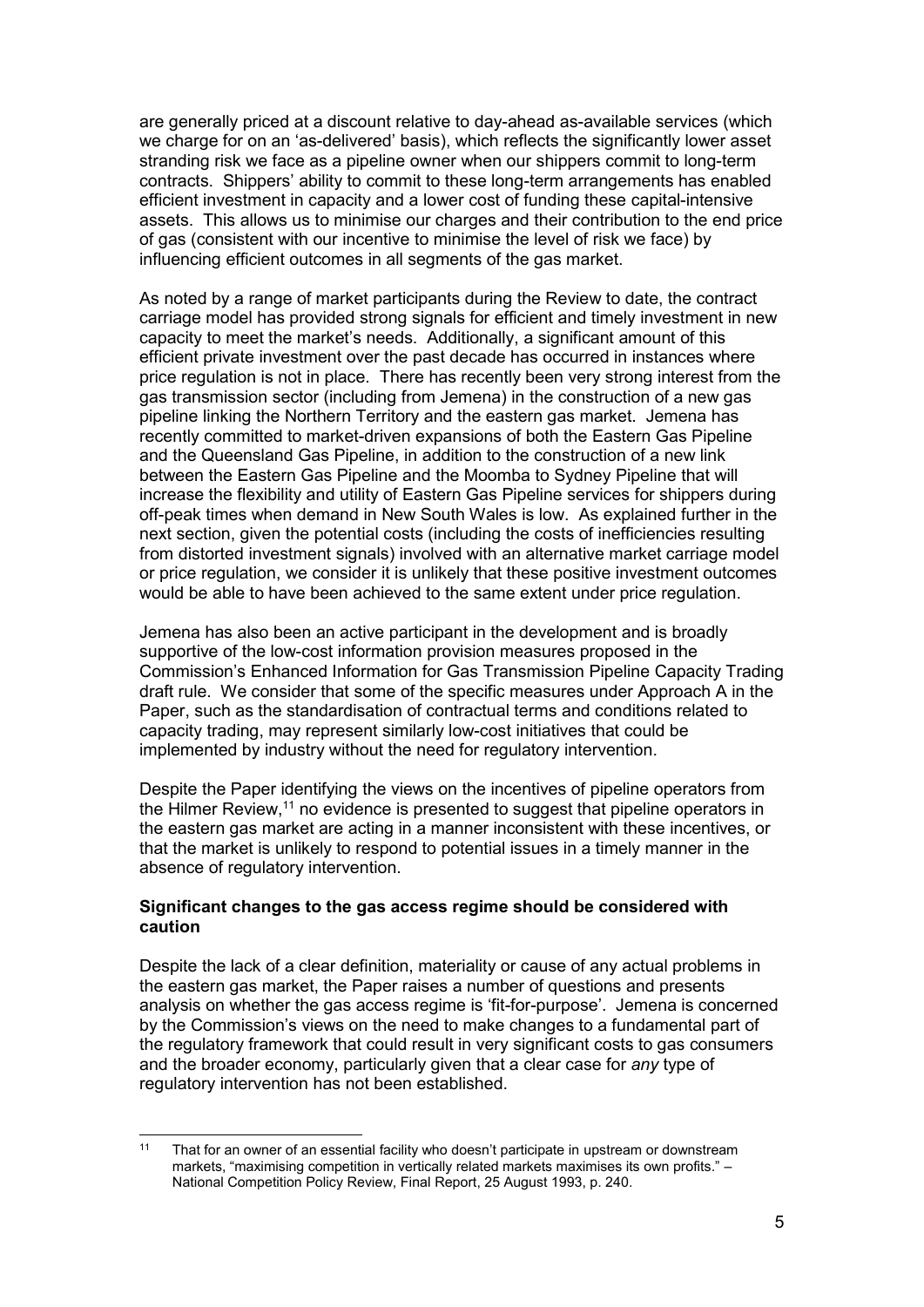are generally priced at a discount relative to day-ahead as-available services (which we charge for on an 'as-delivered' basis), which reflects the significantly lower asset stranding risk we face as a pipeline owner when our shippers commit to long-term contracts. Shippers' ability to commit to these long-term arrangements has enabled efficient investment in capacity and a lower cost of funding these capital-intensive assets. This allows us to minimise our charges and their contribution to the end price of gas (consistent with our incentive to minimise the level of risk we face) by influencing efficient outcomes in all segments of the gas market.

As noted by a range of market participants during the Review to date, the contract carriage model has provided strong signals for efficient and timely investment in new capacity to meet the market's needs. Additionally, a significant amount of this efficient private investment over the past decade has occurred in instances where price regulation is not in place. There has recently been very strong interest from the gas transmission sector (including from Jemena) in the construction of a new gas pipeline linking the Northern Territory and the eastern gas market. Jemena has recently committed to market-driven expansions of both the Eastern Gas Pipeline and the Queensland Gas Pipeline, in addition to the construction of a new link between the Eastern Gas Pipeline and the Moomba to Sydney Pipeline that will increase the flexibility and utility of Eastern Gas Pipeline services for shippers during off-peak times when demand in New South Wales is low. As explained further in the next section, given the potential costs (including the costs of inefficiencies resulting from distorted investment signals) involved with an alternative market carriage model or price regulation, we consider it is unlikely that these positive investment outcomes would be able to have been achieved to the same extent under price regulation.

Jemena has also been an active participant in the development and is broadly supportive of the low-cost information provision measures proposed in the Commission's Enhanced Information for Gas Transmission Pipeline Capacity Trading draft rule. We consider that some of the specific measures under Approach A in the Paper, such as the standardisation of contractual terms and conditions related to capacity trading, may represent similarly low-cost initiatives that could be implemented by industry without the need for regulatory intervention.

Despite the Paper identifying the views on the incentives of pipeline operators from the Hilmer Review,[11] no evidence is presented to suggest that pipeline operators in the eastern gas market are acting in a manner inconsistent with these incentives, or that the market is unlikely to respond to potential issues in a timely manner in the absence of regulatory intervention.

**Significant changes to the gas access regime should be considered with caution**

Despite the lack of a clear definition, materiality or cause of any actual problems in the eastern gas market, the Paper raises a number of questions and presents analysis on whether the gas access regime is 'fit-for-purpose'. Jemena is concerned by the Commission's views on the need to make changes to a fundamental part of the regulatory framework that could result in very significant costs to gas consumers and the broader economy, particularly given that a clear case for *any* type of regulatory intervention has not been established.

---

[11] That for an owner of an essential facility who doesn't participate in upstream or downstream markets, "maximising competition in vertically related markets maximises its own profits." – National Competition Policy Review, Final Report, 25 August 1993, p. 240.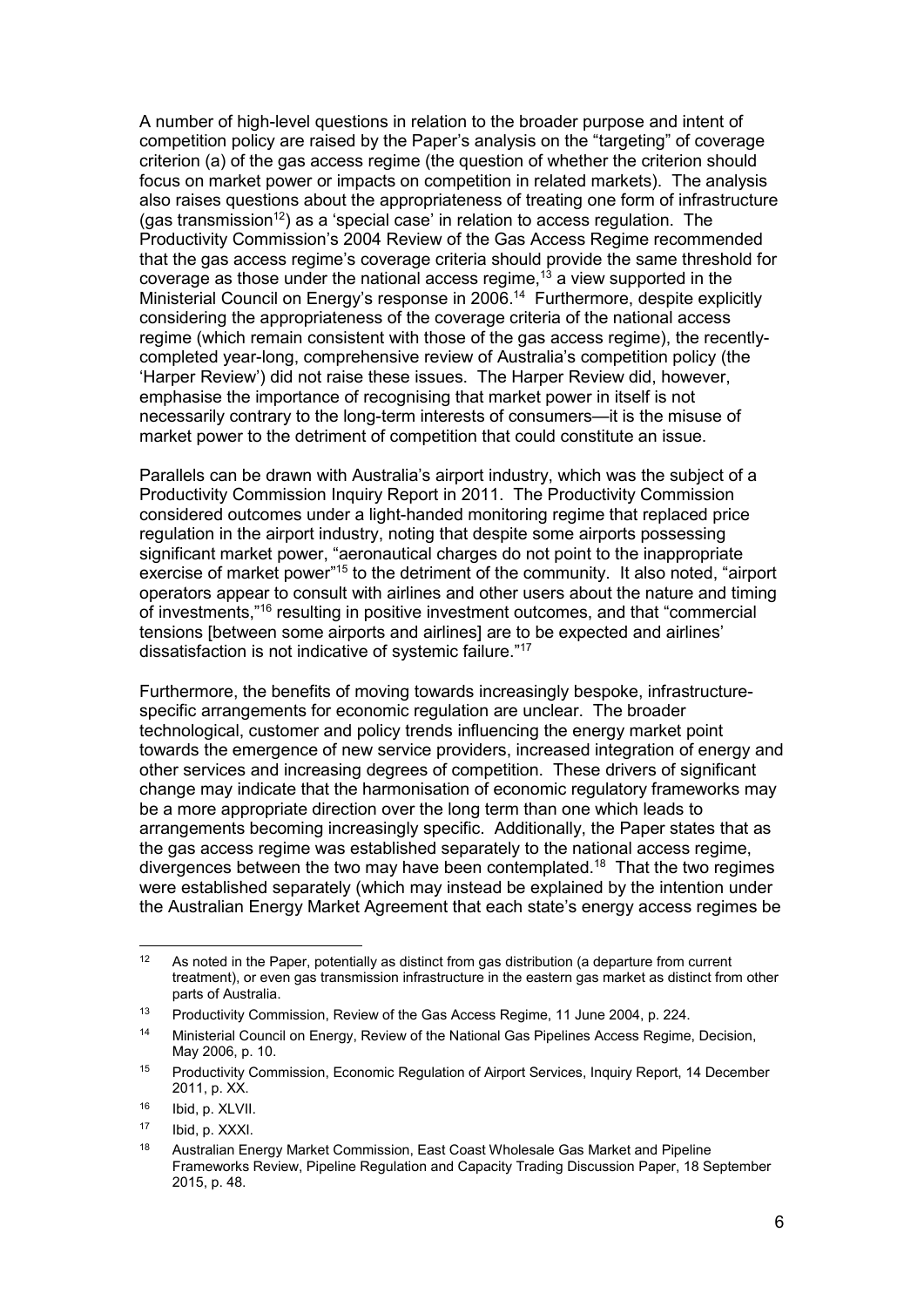A number of high-level questions in relation to the broader purpose and intent of competition policy are raised by the Paper's analysis on the "targeting" of coverage criterion (a) of the gas access regime (the question of whether the criterion should focus on market power or impacts on competition in related markets). The analysis also raises questions about the appropriateness of treating one form of infrastructure (gas transmission[12]) as a 'special case' in relation to access regulation. The Productivity Commission's 2004 Review of the Gas Access Regime recommended that the gas access regime's coverage criteria should provide the same threshold for coverage as those under the national access regime,[13] a view supported in the Ministerial Council on Energy's response in 2006.[14] Furthermore, despite explicitly considering the appropriateness of the coverage criteria of the national access regime (which remain consistent with those of the gas access regime), the recently-completed year-long, comprehensive review of Australia's competition policy (the 'Harper Review') did not raise these issues. The Harper Review did, however, emphasise the importance of recognising that market power in itself is not necessarily contrary to the long-term interests of consumers—it is the misuse of market power to the detriment of competition that could constitute an issue.

Parallels can be drawn with Australia's airport industry, which was the subject of a Productivity Commission Inquiry Report in 2011. The Productivity Commission considered outcomes under a light-handed monitoring regime that replaced price regulation in the airport industry, noting that despite some airports possessing significant market power, "aeronautical charges do not point to the inappropriate exercise of market power"[15] to the detriment of the community. It also noted, "airport operators appear to consult with airlines and other users about the nature and timing of investments,"[16] resulting in positive investment outcomes, and that "commercial tensions [between some airports and airlines] are to be expected and airlines' dissatisfaction is not indicative of systemic failure."[17]

Furthermore, the benefits of moving towards increasingly bespoke, infrastructure-specific arrangements for economic regulation are unclear. The broader technological, customer and policy trends influencing the energy market point towards the emergence of new service providers, increased integration of energy and other services and increasing degrees of competition. These drivers of significant change may indicate that the harmonisation of economic regulatory frameworks may be a more appropriate direction over the long term than one which leads to arrangements becoming increasingly specific. Additionally, the Paper states that as the gas access regime was established separately to the national access regime, divergences between the two may have been contemplated.[18] That the two regimes were established separately (which may instead be explained by the intention under the Australian Energy Market Agreement that each state's energy access regimes be

---

[12] As noted in the Paper, potentially as distinct from gas distribution (a departure from current treatment), or even gas transmission infrastructure in the eastern gas market as distinct from other parts of Australia.

[13] Productivity Commission, Review of the Gas Access Regime, 11 June 2004, p. 224.

[14] Ministerial Council on Energy, Review of the National Gas Pipelines Access Regime, Decision, May 2006, p. 10.

[15] Productivity Commission, Economic Regulation of Airport Services, Inquiry Report, 14 December 2011, p. XX.

[16] Ibid, p. XLVII.

[17] Ibid, p. XXXI.

[18] Australian Energy Market Commission, East Coast Wholesale Gas Market and Pipeline Frameworks Review, Pipeline Regulation and Capacity Trading Discussion Paper, 18 September 2015, p. 48.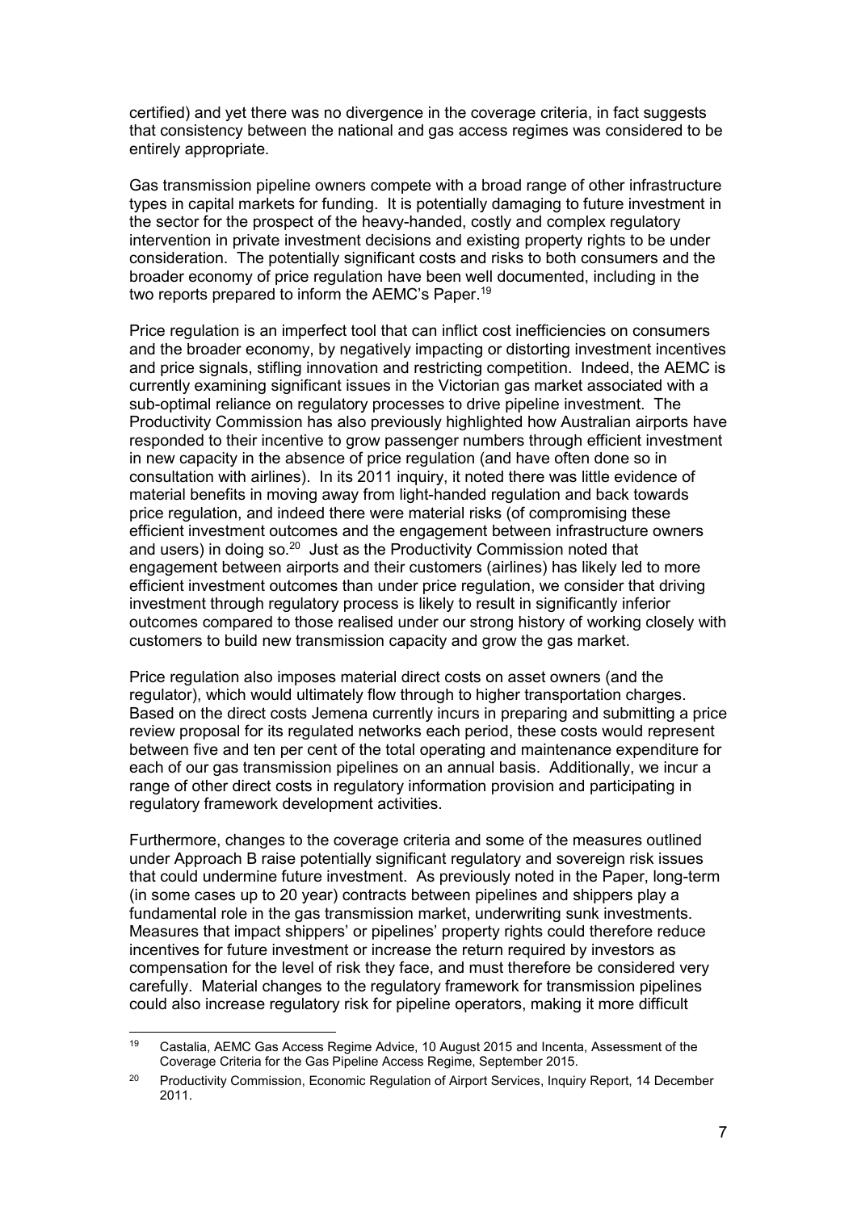certified) and yet there was no divergence in the coverage criteria, in fact suggests that consistency between the national and gas access regimes was considered to be entirely appropriate.

Gas transmission pipeline owners compete with a broad range of other infrastructure types in capital markets for funding. It is potentially damaging to future investment in the sector for the prospect of the heavy-handed, costly and complex regulatory intervention in private investment decisions and existing property rights to be under consideration. The potentially significant costs and risks to both consumers and the broader economy of price regulation have been well documented, including in the two reports prepared to inform the AEMC's Paper.[19]

Price regulation is an imperfect tool that can inflict cost inefficiencies on consumers and the broader economy, by negatively impacting or distorting investment incentives and price signals, stifling innovation and restricting competition. Indeed, the AEMC is currently examining significant issues in the Victorian gas market associated with a sub-optimal reliance on regulatory processes to drive pipeline investment. The Productivity Commission has also previously highlighted how Australian airports have responded to their incentive to grow passenger numbers through efficient investment in new capacity in the absence of price regulation (and have often done so in consultation with airlines). In its 2011 inquiry, it noted there was little evidence of material benefits in moving away from light-handed regulation and back towards price regulation, and indeed there were material risks (of compromising these efficient investment outcomes and the engagement between infrastructure owners and users) in doing so.[20] Just as the Productivity Commission noted that engagement between airports and their customers (airlines) has likely led to more efficient investment outcomes than under price regulation, we consider that driving investment through regulatory process is likely to result in significantly inferior outcomes compared to those realised under our strong history of working closely with customers to build new transmission capacity and grow the gas market.

Price regulation also imposes material direct costs on asset owners (and the regulator), which would ultimately flow through to higher transportation charges. Based on the direct costs Jemena currently incurs in preparing and submitting a price review proposal for its regulated networks each period, these costs would represent between five and ten per cent of the total operating and maintenance expenditure for each of our gas transmission pipelines on an annual basis. Additionally, we incur a range of other direct costs in regulatory information provision and participating in regulatory framework development activities.

Furthermore, changes to the coverage criteria and some of the measures outlined under Approach B raise potentially significant regulatory and sovereign risk issues that could undermine future investment. As previously noted in the Paper, long-term (in some cases up to 20 year) contracts between pipelines and shippers play a fundamental role in the gas transmission market, underwriting sunk investments. Measures that impact shippers' or pipelines' property rights could therefore reduce incentives for future investment or increase the return required by investors as compensation for the level of risk they face, and must therefore be considered very carefully. Material changes to the regulatory framework for transmission pipelines could also increase regulatory risk for pipeline operators, making it more difficult

---

[19] Castalia, AEMC Gas Access Regime Advice, 10 August 2015 and Incenta, Assessment of the Coverage Criteria for the Gas Pipeline Access Regime, September 2015.

[20] Productivity Commission, Economic Regulation of Airport Services, Inquiry Report, 14 December 2011.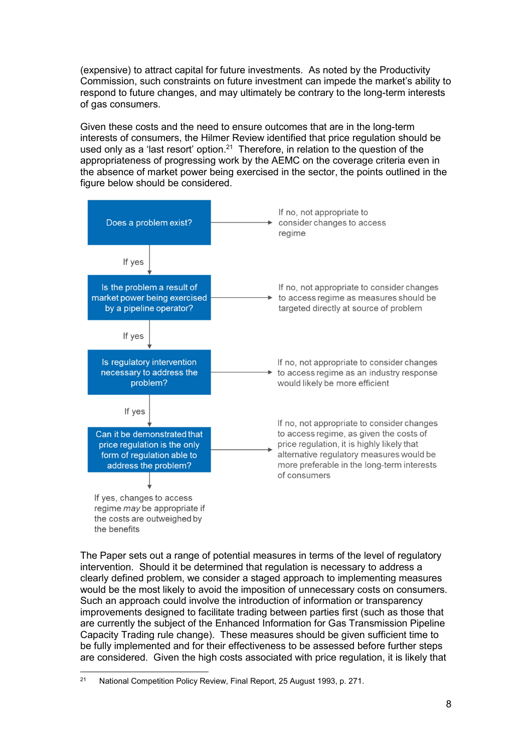(expensive) to attract capital for future investments. As noted by the Productivity Commission, such constraints on future investment can impede the market's ability to respond to future changes, and may ultimately be contrary to the long-term interests of gas consumers.

Given these costs and the need to ensure outcomes that are in the long-term interests of consumers, the Hilmer Review identified that price regulation should be used only as a 'last resort' option.[21] Therefore, in relation to the question of the appropriateness of progressing work by the AEMC on the coverage criteria even in the absence of market power being exercised in the sector, the points outlined in the figure below should be considered.

**Does a problem exist?**
→ If no, not appropriate to consider changes to access regime

If yes ↓

**Is the problem a result of market power being exercised by a pipeline operator?**
→ If no, not appropriate to consider changes to access regime as measures should be targeted directly at source of problem

If yes ↓

**Is regulatory intervention necessary to address the problem?**
→ If no, not appropriate to consider changes to access regime as an industry response would likely be more efficient

If yes ↓

**Can it be demonstrated that price regulation is the only form of regulation able to address the problem?**
→ If no, not appropriate to consider changes to access regime, as given the costs of price regulation, it is highly likely that alternative regulatory measures would be more preferable in the long-term interests of consumers

↓ If yes, changes to access regime *may* be appropriate if the costs are outweighed by the benefits

The Paper sets out a range of potential measures in terms of the level of regulatory intervention. Should it be determined that regulation is necessary to address a clearly defined problem, we consider a staged approach to implementing measures would be the most likely to avoid the imposition of unnecessary costs on consumers. Such an approach could involve the introduction of information or transparency improvements designed to facilitate trading between parties first (such as those that are currently the subject of the Enhanced Information for Gas Transmission Pipeline Capacity Trading rule change). These measures should be given sufficient time to be fully implemented and for their effectiveness to be assessed before further steps are considered. Given the high costs associated with price regulation, it is likely that

---

[21] National Competition Policy Review, Final Report, 25 August 1993, p. 271.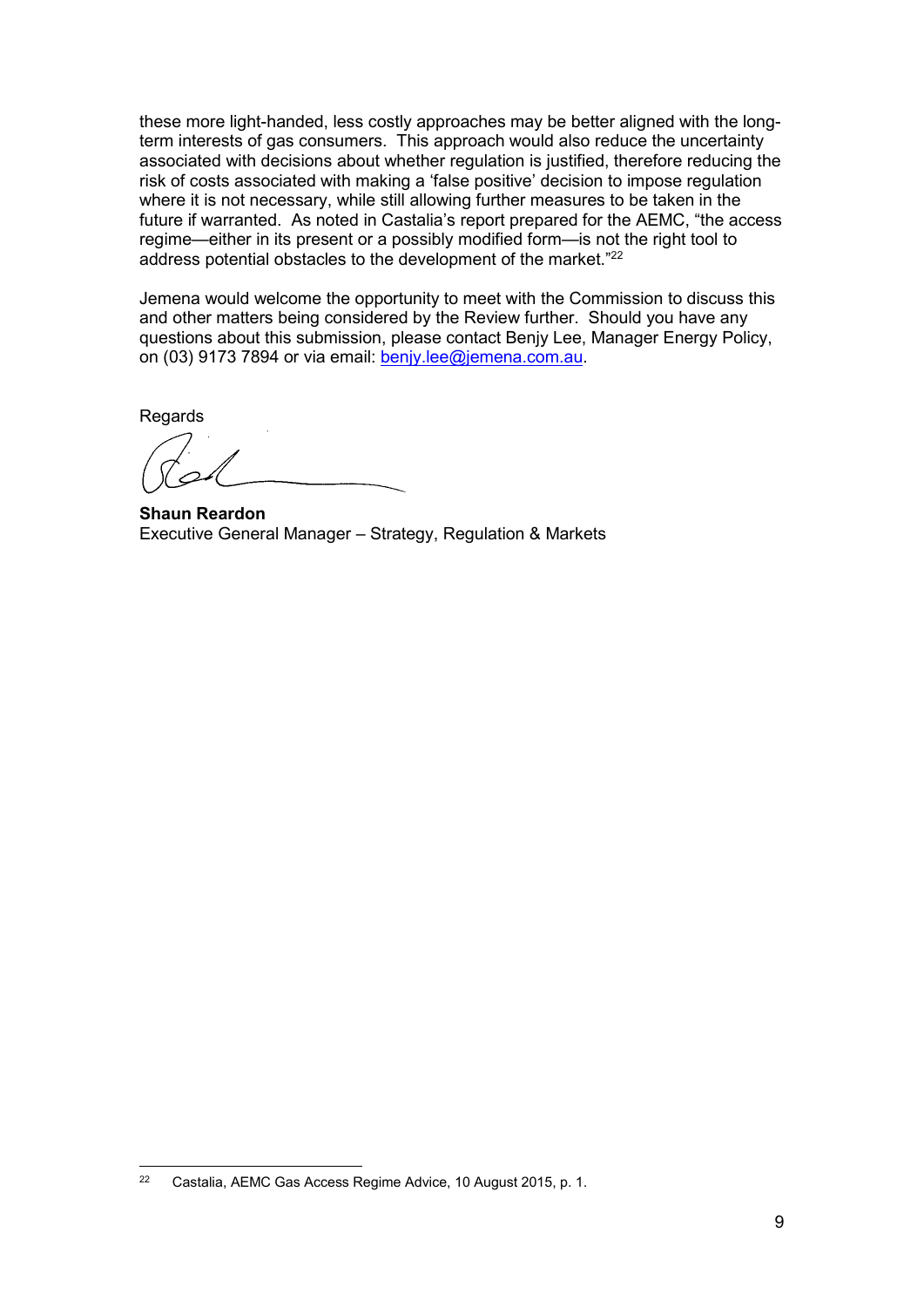these more light-handed, less costly approaches may be better aligned with the long-term interests of gas consumers. This approach would also reduce the uncertainty associated with decisions about whether regulation is justified, therefore reducing the risk of costs associated with making a 'false positive' decision to impose regulation where it is not necessary, while still allowing further measures to be taken in the future if warranted. As noted in Castalia's report prepared for the AEMC, "the access regime—either in its present or a possibly modified form—is not the right tool to address potential obstacles to the development of the market."[22]

Jemena would welcome the opportunity to meet with the Commission to discuss this and other matters being considered by the Review further. Should you have any questions about this submission, please contact Benjy Lee, Manager Energy Policy, on (03) 9173 7894 or via email: benjy.lee@jemena.com.au.

Regards

**Shaun Reardon**
Executive General Manager – Strategy, Regulation & Markets

---

[22] Castalia, AEMC Gas Access Regime Advice, 10 August 2015, p. 1.